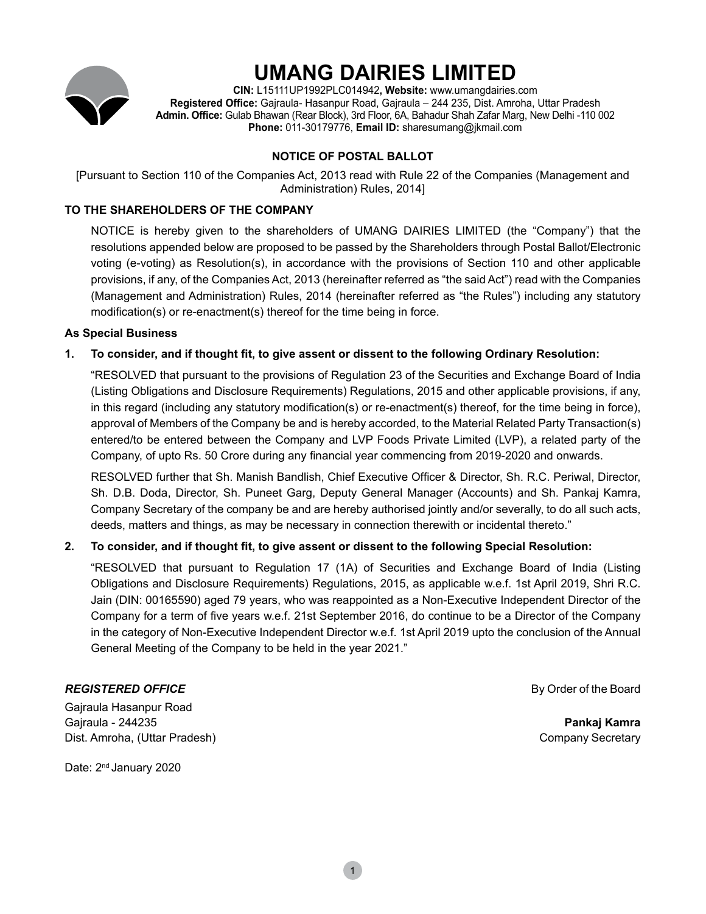# UMANG DAIRIES LIMITED

**CIN:** L15111UP1992PLC014942**, Website:** www.umangdairies.com
**Registered Office:** Gajraula- Hasanpur Road, Gajraula – 244 235, Dist. Amroha, Uttar Pradesh
**Admin. Office:** Gulab Bhawan (Rear Block), 3rd Floor, 6A, Bahadur Shah Zafar Marg, New Delhi -110 002
**Phone:** 011-30179776, **Email ID:** sharesumang@jkmail.com

## NOTICE OF POSTAL BALLOT

[Pursuant to Section 110 of the Companies Act, 2013 read with Rule 22 of the Companies (Management and Administration) Rules, 2014]

### TO THE SHAREHOLDERS OF THE COMPANY

NOTICE is hereby given to the shareholders of UMANG DAIRIES LIMITED (the "Company") that the resolutions appended below are proposed to be passed by the Shareholders through Postal Ballot/Electronic voting (e-voting) as Resolution(s), in accordance with the provisions of Section 110 and other applicable provisions, if any, of the Companies Act, 2013 (hereinafter referred as "the said Act") read with the Companies (Management and Administration) Rules, 2014 (hereinafter referred as "the Rules") including any statutory modification(s) or re-enactment(s) thereof for the time being in force.

**As Special Business**

**1. To consider, and if thought fit, to give assent or dissent to the following Ordinary Resolution:**

"RESOLVED that pursuant to the provisions of Regulation 23 of the Securities and Exchange Board of India (Listing Obligations and Disclosure Requirements) Regulations, 2015 and other applicable provisions, if any, in this regard (including any statutory modification(s) or re-enactment(s) thereof, for the time being in force), approval of Members of the Company be and is hereby accorded, to the Material Related Party Transaction(s) entered/to be entered between the Company and LVP Foods Private Limited (LVP), a related party of the Company, of upto Rs. 50 Crore during any financial year commencing from 2019-2020 and onwards.

RESOLVED further that Sh. Manish Bandlish, Chief Executive Officer & Director, Sh. R.C. Periwal, Director, Sh. D.B. Doda, Director, Sh. Puneet Garg, Deputy General Manager (Accounts) and Sh. Pankaj Kamra, Company Secretary of the company be and are hereby authorised jointly and/or severally, to do all such acts, deeds, matters and things, as may be necessary in connection therewith or incidental thereto."

**2. To consider, and if thought fit, to give assent or dissent to the following Special Resolution:**

"RESOLVED that pursuant to Regulation 17 (1A) of Securities and Exchange Board of India (Listing Obligations and Disclosure Requirements) Regulations, 2015, as applicable w.e.f. 1st April 2019, Shri R.C. Jain (DIN: 00165590) aged 79 years, who was reappointed as a Non-Executive Independent Director of the Company for a term of five years w.e.f. 21st September 2016, do continue to be a Director of the Company in the category of Non-Executive Independent Director w.e.f. 1st April 2019 upto the conclusion of the Annual General Meeting of the Company to be held in the year 2021."

***REGISTERED OFFICE***

Gajraula Hasanpur Road
Gajraula - 244235
Dist. Amroha, (Uttar Pradesh)

Date: 2nd January 2020

By Order of the Board

**Pankaj Kamra**
Company Secretary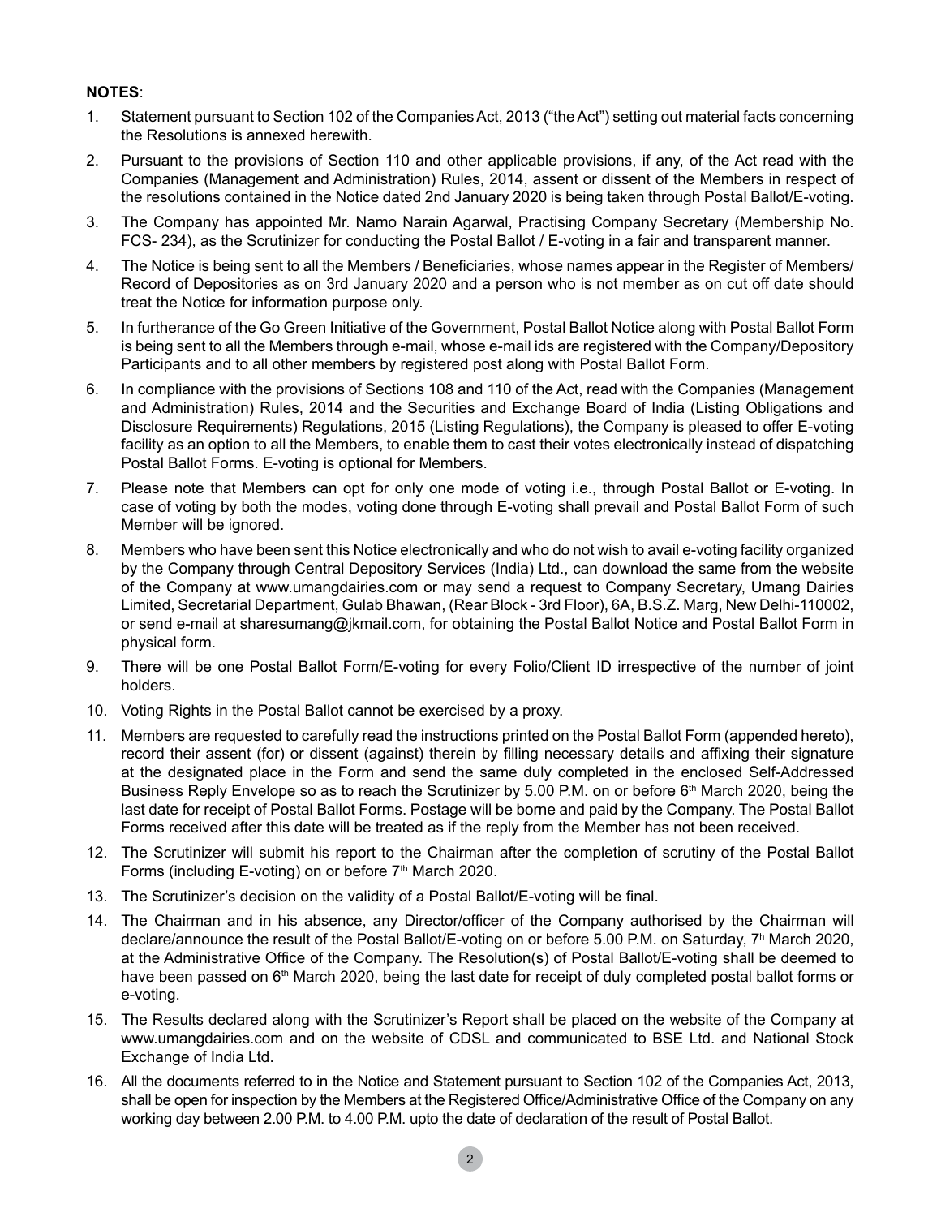**NOTES**:

1. Statement pursuant to Section 102 of the Companies Act, 2013 ("the Act") setting out material facts concerning the Resolutions is annexed herewith.
2. Pursuant to the provisions of Section 110 and other applicable provisions, if any, of the Act read with the Companies (Management and Administration) Rules, 2014, assent or dissent of the Members in respect of the resolutions contained in the Notice dated 2nd January 2020 is being taken through Postal Ballot/E-voting.
3. The Company has appointed Mr. Namo Narain Agarwal, Practising Company Secretary (Membership No. FCS- 234), as the Scrutinizer for conducting the Postal Ballot / E-voting in a fair and transparent manner.
4. The Notice is being sent to all the Members / Beneficiaries, whose names appear in the Register of Members/ Record of Depositories as on 3rd January 2020 and a person who is not member as on cut off date should treat the Notice for information purpose only.
5. In furtherance of the Go Green Initiative of the Government, Postal Ballot Notice along with Postal Ballot Form is being sent to all the Members through e-mail, whose e-mail ids are registered with the Company/Depository Participants and to all other members by registered post along with Postal Ballot Form.
6. In compliance with the provisions of Sections 108 and 110 of the Act, read with the Companies (Management and Administration) Rules, 2014 and the Securities and Exchange Board of India (Listing Obligations and Disclosure Requirements) Regulations, 2015 (Listing Regulations), the Company is pleased to offer E-voting facility as an option to all the Members, to enable them to cast their votes electronically instead of dispatching Postal Ballot Forms. E-voting is optional for Members.
7. Please note that Members can opt for only one mode of voting i.e., through Postal Ballot or E-voting. In case of voting by both the modes, voting done through E-voting shall prevail and Postal Ballot Form of such Member will be ignored.
8. Members who have been sent this Notice electronically and who do not wish to avail e-voting facility organized by the Company through Central Depository Services (India) Ltd., can download the same from the website of the Company at www.umangdairies.com or may send a request to Company Secretary, Umang Dairies Limited, Secretarial Department, Gulab Bhawan, (Rear Block - 3rd Floor), 6A, B.S.Z. Marg, New Delhi-110002, or send e-mail at sharesumang@jkmail.com, for obtaining the Postal Ballot Notice and Postal Ballot Form in physical form.
9. There will be one Postal Ballot Form/E-voting for every Folio/Client ID irrespective of the number of joint holders.
10. Voting Rights in the Postal Ballot cannot be exercised by a proxy.
11. Members are requested to carefully read the instructions printed on the Postal Ballot Form (appended hereto), record their assent (for) or dissent (against) therein by filling necessary details and affixing their signature at the designated place in the Form and send the same duly completed in the enclosed Self-Addressed Business Reply Envelope so as to reach the Scrutinizer by 5.00 P.M. on or before 6th March 2020, being the last date for receipt of Postal Ballot Forms. Postage will be borne and paid by the Company. The Postal Ballot Forms received after this date will be treated as if the reply from the Member has not been received.
12. The Scrutinizer will submit his report to the Chairman after the completion of scrutiny of the Postal Ballot Forms (including E-voting) on or before 7th March 2020.
13. The Scrutinizer's decision on the validity of a Postal Ballot/E-voting will be final.
14. The Chairman and in his absence, any Director/officer of the Company authorised by the Chairman will declare/announce the result of the Postal Ballot/E-voting on or before 5.00 P.M. on Saturday, 7h March 2020, at the Administrative Office of the Company. The Resolution(s) of Postal Ballot/E-voting shall be deemed to have been passed on 6th March 2020, being the last date for receipt of duly completed postal ballot forms or e-voting.
15. The Results declared along with the Scrutinizer's Report shall be placed on the website of the Company at www.umangdairies.com and on the website of CDSL and communicated to BSE Ltd. and National Stock Exchange of India Ltd.
16. All the documents referred to in the Notice and Statement pursuant to Section 102 of the Companies Act, 2013, shall be open for inspection by the Members at the Registered Office/Administrative Office of the Company on any working day between 2.00 P.M. to 4.00 P.M. upto the date of declaration of the result of Postal Ballot.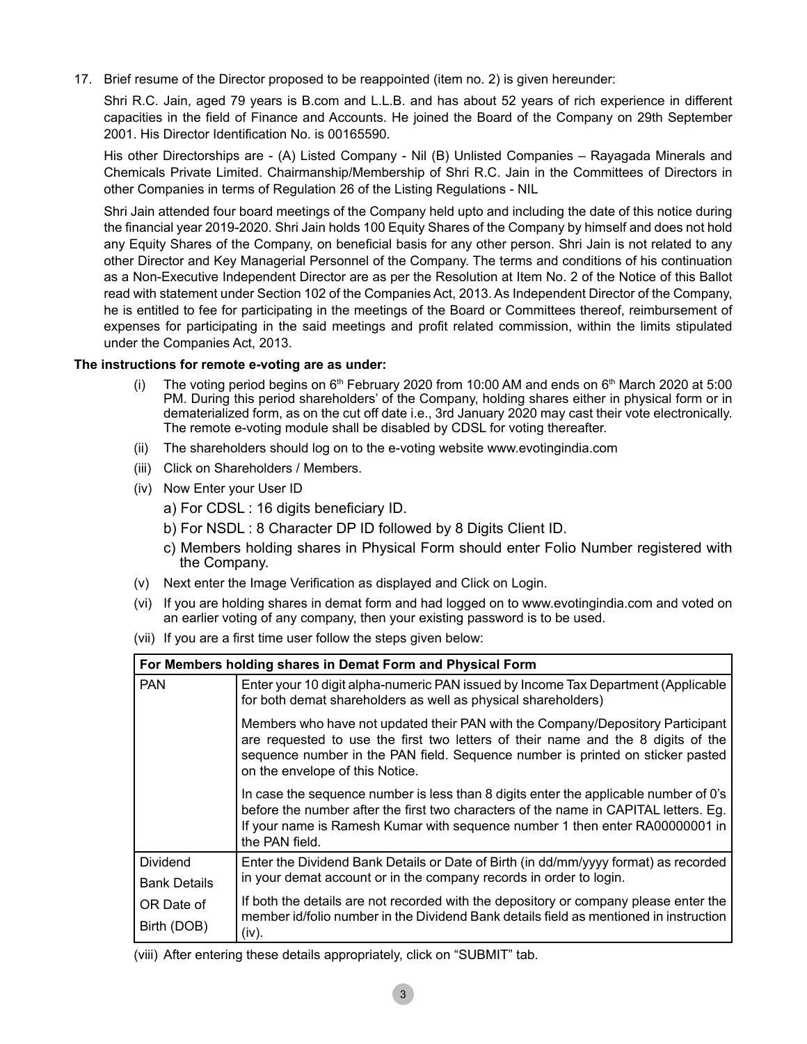17. Brief resume of the Director proposed to be reappointed (item no. 2) is given hereunder:

 Shri R.C. Jain, aged 79 years is B.com and L.L.B. and has about 52 years of rich experience in different capacities in the field of Finance and Accounts. He joined the Board of the Company on 29th September 2001. His Director Identification No. is 00165590.

 His other Directorships are - (A) Listed Company - Nil (B) Unlisted Companies – Rayagada Minerals and Chemicals Private Limited. Chairmanship/Membership of Shri R.C. Jain in the Committees of Directors in other Companies in terms of Regulation 26 of the Listing Regulations - NIL

 Shri Jain attended four board meetings of the Company held upto and including the date of this notice during the financial year 2019-2020. Shri Jain holds 100 Equity Shares of the Company by himself and does not hold any Equity Shares of the Company, on beneficial basis for any other person. Shri Jain is not related to any other Director and Key Managerial Personnel of the Company. The terms and conditions of his continuation as a Non-Executive Independent Director are as per the Resolution at Item No. 2 of the Notice of this Ballot read with statement under Section 102 of the Companies Act, 2013. As Independent Director of the Company, he is entitled to fee for participating in the meetings of the Board or Committees thereof, reimbursement of expenses for participating in the said meetings and profit related commission, within the limits stipulated under the Companies Act, 2013.

**The instructions for remote e-voting are as under:**

(i) The voting period begins on 6th February 2020 from 10:00 AM and ends on 6th March 2020 at 5:00 PM. During this period shareholders' of the Company, holding shares either in physical form or in dematerialized form, as on the cut off date i.e., 3rd January 2020 may cast their vote electronically. The remote e-voting module shall be disabled by CDSL for voting thereafter.

(ii) The shareholders should log on to the e-voting website www.evotingindia.com

(iii) Click on Shareholders / Members.

(iv) Now Enter your User ID

 a) For CDSL : 16 digits beneficiary ID.

 b) For NSDL : 8 Character DP ID followed by 8 Digits Client ID.

 c) Members holding shares in Physical Form should enter Folio Number registered with the Company.

(v) Next enter the Image Verification as displayed and Click on Login.

(vi) If you are holding shares in demat form and had logged on to www.evotingindia.com and voted on an earlier voting of any company, then your existing password is to be used.

(vii) If you are a first time user follow the steps given below:

| For Members holding shares in Demat Form and Physical Form | |
|---|---|
| PAN | Enter your 10 digit alpha-numeric PAN issued by Income Tax Department (Applicable for both demat shareholders as well as physical shareholders)<br><br>Members who have not updated their PAN with the Company/Depository Participant are requested to use the first two letters of their name and the 8 digits of the sequence number in the PAN field. Sequence number is printed on sticker pasted on the envelope of this Notice.<br><br>In case the sequence number is less than 8 digits enter the applicable number of 0's before the number after the first two characters of the name in CAPITAL letters. Eg. If your name is Ramesh Kumar with sequence number 1 then enter RA00000001 in the PAN field. |
| Dividend Bank Details OR Date of Birth (DOB) | Enter the Dividend Bank Details or Date of Birth (in dd/mm/yyyy format) as recorded in your demat account or in the company records in order to login.<br><br>If both the details are not recorded with the depository or company please enter the member id/folio number in the Dividend Bank details field as mentioned in instruction (iv). |

(viii) After entering these details appropriately, click on "SUBMIT" tab.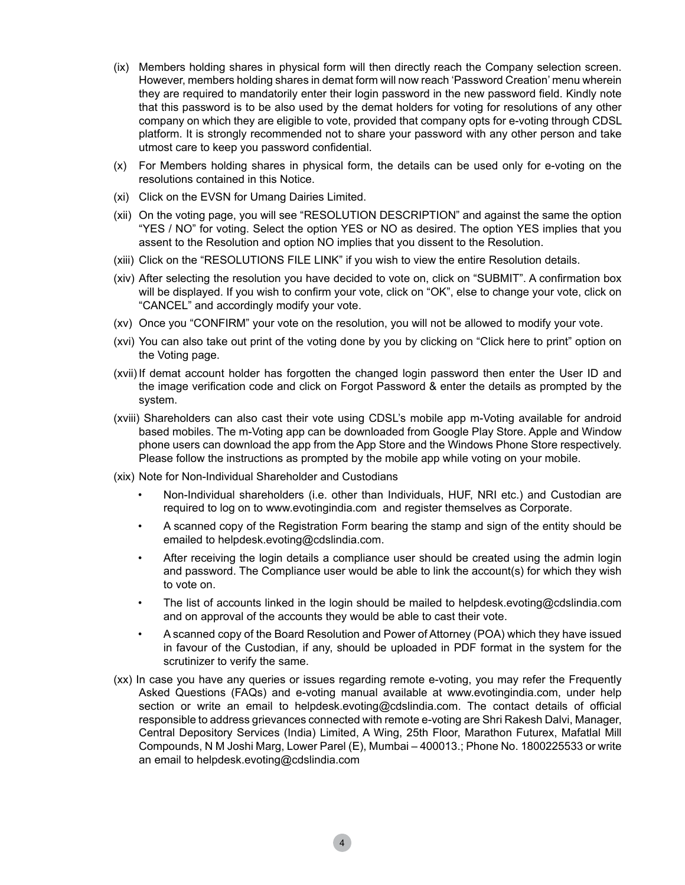(ix) Members holding shares in physical form will then directly reach the Company selection screen. However, members holding shares in demat form will now reach 'Password Creation' menu wherein they are required to mandatorily enter their login password in the new password field. Kindly note that this password is to be also used by the demat holders for voting for resolutions of any other company on which they are eligible to vote, provided that company opts for e-voting through CDSL platform. It is strongly recommended not to share your password with any other person and take utmost care to keep you password confidential.

(x) For Members holding shares in physical form, the details can be used only for e-voting on the resolutions contained in this Notice.

(xi) Click on the EVSN for Umang Dairies Limited.

(xii) On the voting page, you will see "RESOLUTION DESCRIPTION" and against the same the option "YES / NO" for voting. Select the option YES or NO as desired. The option YES implies that you assent to the Resolution and option NO implies that you dissent to the Resolution.

(xiii) Click on the "RESOLUTIONS FILE LINK" if you wish to view the entire Resolution details.

(xiv) After selecting the resolution you have decided to vote on, click on "SUBMIT". A confirmation box will be displayed. If you wish to confirm your vote, click on "OK", else to change your vote, click on "CANCEL" and accordingly modify your vote.

(xv) Once you "CONFIRM" your vote on the resolution, you will not be allowed to modify your vote.

(xvi) You can also take out print of the voting done by you by clicking on "Click here to print" option on the Voting page.

(xvii) If demat account holder has forgotten the changed login password then enter the User ID and the image verification code and click on Forgot Password & enter the details as prompted by the system.

(xviii) Shareholders can also cast their vote using CDSL's mobile app m-Voting available for android based mobiles. The m-Voting app can be downloaded from Google Play Store. Apple and Window phone users can download the app from the App Store and the Windows Phone Store respectively. Please follow the instructions as prompted by the mobile app while voting on your mobile.

(xix) Note for Non-Individual Shareholder and Custodians

- Non-Individual shareholders (i.e. other than Individuals, HUF, NRI etc.) and Custodian are required to log on to www.evotingindia.com and register themselves as Corporate.
- A scanned copy of the Registration Form bearing the stamp and sign of the entity should be emailed to helpdesk.evoting@cdslindia.com.
- After receiving the login details a compliance user should be created using the admin login and password. The Compliance user would be able to link the account(s) for which they wish to vote on.
- The list of accounts linked in the login should be mailed to helpdesk.evoting@cdslindia.com and on approval of the accounts they would be able to cast their vote.
- A scanned copy of the Board Resolution and Power of Attorney (POA) which they have issued in favour of the Custodian, if any, should be uploaded in PDF format in the system for the scrutinizer to verify the same.

(xx) In case you have any queries or issues regarding remote e-voting, you may refer the Frequently Asked Questions (FAQs) and e-voting manual available at www.evotingindia.com, under help section or write an email to helpdesk.evoting@cdslindia.com. The contact details of official responsible to address grievances connected with remote e-voting are Shri Rakesh Dalvi, Manager, Central Depository Services (India) Limited, A Wing, 25th Floor, Marathon Futurex, Mafatlal Mill Compounds, N M Joshi Marg, Lower Parel (E), Mumbai – 400013.; Phone No. 1800225533 or write an email to helpdesk.evoting@cdslindia.com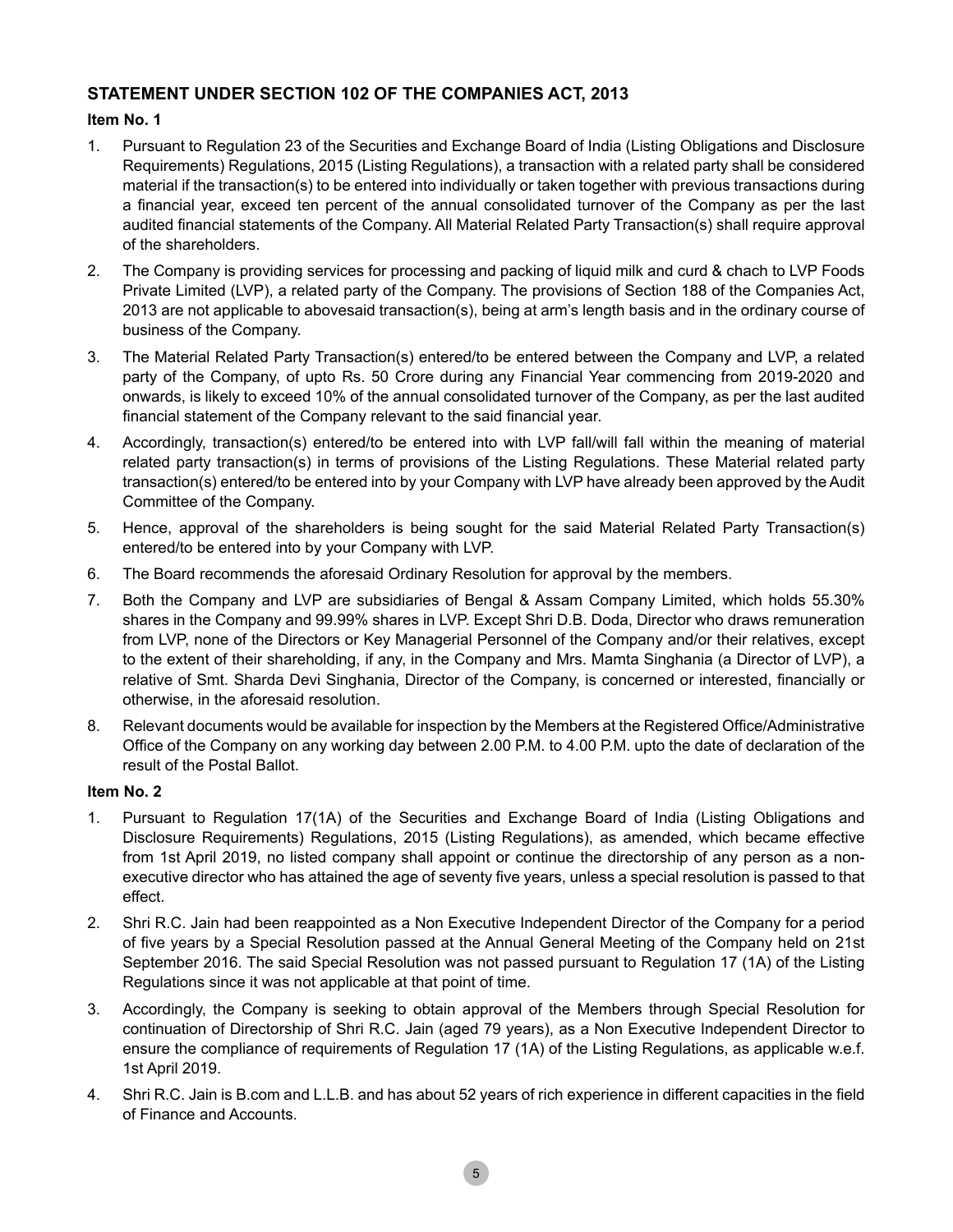## STATEMENT UNDER SECTION 102 OF THE COMPANIES ACT, 2013

### Item No. 1

1. Pursuant to Regulation 23 of the Securities and Exchange Board of India (Listing Obligations and Disclosure Requirements) Regulations, 2015 (Listing Regulations), a transaction with a related party shall be considered material if the transaction(s) to be entered into individually or taken together with previous transactions during a financial year, exceed ten percent of the annual consolidated turnover of the Company as per the last audited financial statements of the Company. All Material Related Party Transaction(s) shall require approval of the shareholders.
2. The Company is providing services for processing and packing of liquid milk and curd & chach to LVP Foods Private Limited (LVP), a related party of the Company. The provisions of Section 188 of the Companies Act, 2013 are not applicable to abovesaid transaction(s), being at arm's length basis and in the ordinary course of business of the Company.
3. The Material Related Party Transaction(s) entered/to be entered between the Company and LVP, a related party of the Company, of upto Rs. 50 Crore during any Financial Year commencing from 2019-2020 and onwards, is likely to exceed 10% of the annual consolidated turnover of the Company, as per the last audited financial statement of the Company relevant to the said financial year.
4. Accordingly, transaction(s) entered/to be entered into with LVP fall/will fall within the meaning of material related party transaction(s) in terms of provisions of the Listing Regulations. These Material related party transaction(s) entered/to be entered into by your Company with LVP have already been approved by the Audit Committee of the Company.
5. Hence, approval of the shareholders is being sought for the said Material Related Party Transaction(s) entered/to be entered into by your Company with LVP.
6. The Board recommends the aforesaid Ordinary Resolution for approval by the members.
7. Both the Company and LVP are subsidiaries of Bengal & Assam Company Limited, which holds 55.30% shares in the Company and 99.99% shares in LVP. Except Shri D.B. Doda, Director who draws remuneration from LVP, none of the Directors or Key Managerial Personnel of the Company and/or their relatives, except to the extent of their shareholding, if any, in the Company and Mrs. Mamta Singhania (a Director of LVP), a relative of Smt. Sharda Devi Singhania, Director of the Company, is concerned or interested, financially or otherwise, in the aforesaid resolution.
8. Relevant documents would be available for inspection by the Members at the Registered Office/Administrative Office of the Company on any working day between 2.00 P.M. to 4.00 P.M. upto the date of declaration of the result of the Postal Ballot.

### Item No. 2

1. Pursuant to Regulation 17(1A) of the Securities and Exchange Board of India (Listing Obligations and Disclosure Requirements) Regulations, 2015 (Listing Regulations), as amended, which became effective from 1st April 2019, no listed company shall appoint or continue the directorship of any person as a non-executive director who has attained the age of seventy five years, unless a special resolution is passed to that effect.
2. Shri R.C. Jain had been reappointed as a Non Executive Independent Director of the Company for a period of five years by a Special Resolution passed at the Annual General Meeting of the Company held on 21st September 2016. The said Special Resolution was not passed pursuant to Regulation 17 (1A) of the Listing Regulations since it was not applicable at that point of time.
3. Accordingly, the Company is seeking to obtain approval of the Members through Special Resolution for continuation of Directorship of Shri R.C. Jain (aged 79 years), as a Non Executive Independent Director to ensure the compliance of requirements of Regulation 17 (1A) of the Listing Regulations, as applicable w.e.f. 1st April 2019.
4. Shri R.C. Jain is B.com and L.L.B. and has about 52 years of rich experience in different capacities in the field of Finance and Accounts.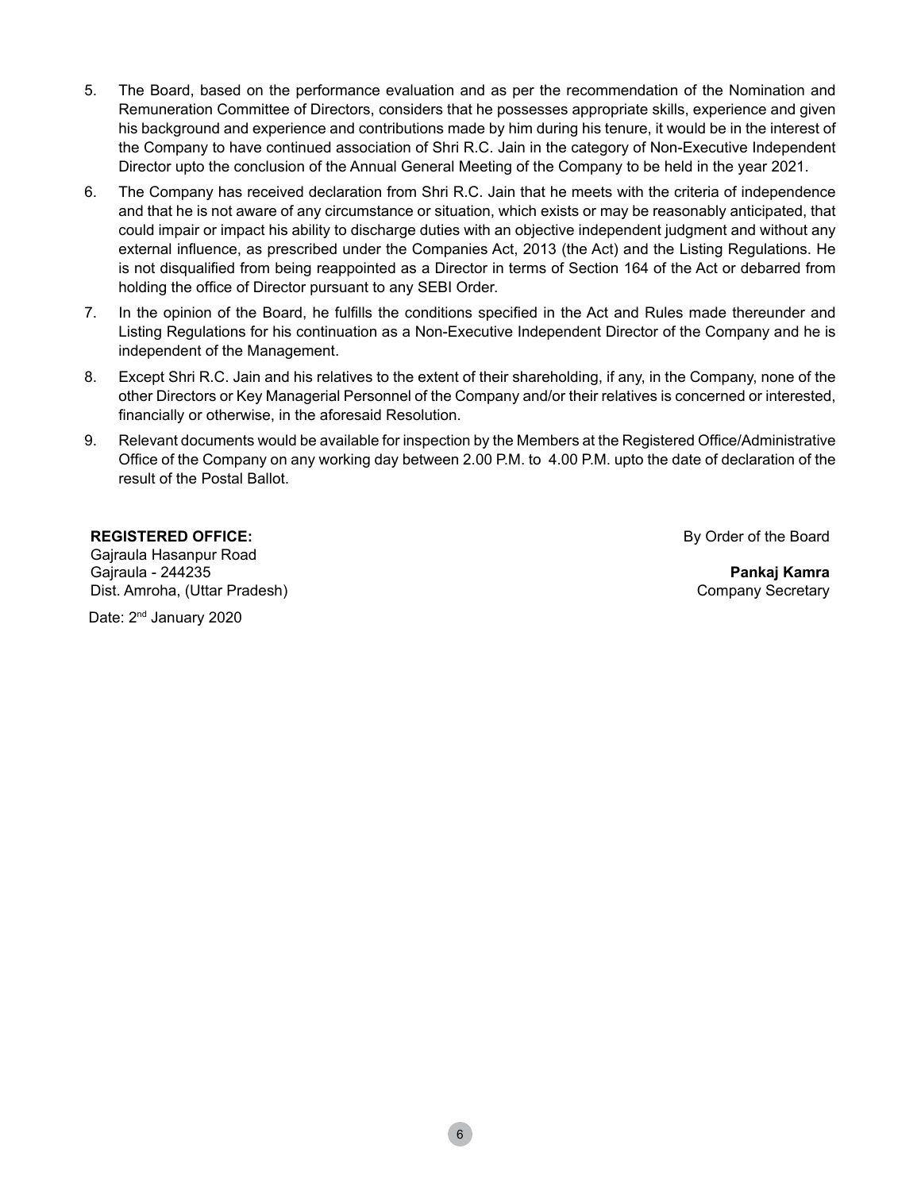5. The Board, based on the performance evaluation and as per the recommendation of the Nomination and Remuneration Committee of Directors, considers that he possesses appropriate skills, experience and given his background and experience and contributions made by him during his tenure, it would be in the interest of the Company to have continued association of Shri R.C. Jain in the category of Non-Executive Independent Director upto the conclusion of the Annual General Meeting of the Company to be held in the year 2021.
6. The Company has received declaration from Shri R.C. Jain that he meets with the criteria of independence and that he is not aware of any circumstance or situation, which exists or may be reasonably anticipated, that could impair or impact his ability to discharge duties with an objective independent judgment and without any external influence, as prescribed under the Companies Act, 2013 (the Act) and the Listing Regulations. He is not disqualified from being reappointed as a Director in terms of Section 164 of the Act or debarred from holding the office of Director pursuant to any SEBI Order.
7. In the opinion of the Board, he fulfills the conditions specified in the Act and Rules made thereunder and Listing Regulations for his continuation as a Non-Executive Independent Director of the Company and he is independent of the Management.
8. Except Shri R.C. Jain and his relatives to the extent of their shareholding, if any, in the Company, none of the other Directors or Key Managerial Personnel of the Company and/or their relatives is concerned or interested, financially or otherwise, in the aforesaid Resolution.
9. Relevant documents would be available for inspection by the Members at the Registered Office/Administrative Office of the Company on any working day between 2.00 P.M. to 4.00 P.M. upto the date of declaration of the result of the Postal Ballot.

**REGISTERED OFFICE:**
Gajraula Hasanpur Road
Gajraula - 244235
Dist. Amroha, (Uttar Pradesh)

Date: 2nd January 2020

By Order of the Board

**Pankaj Kamra**
Company Secretary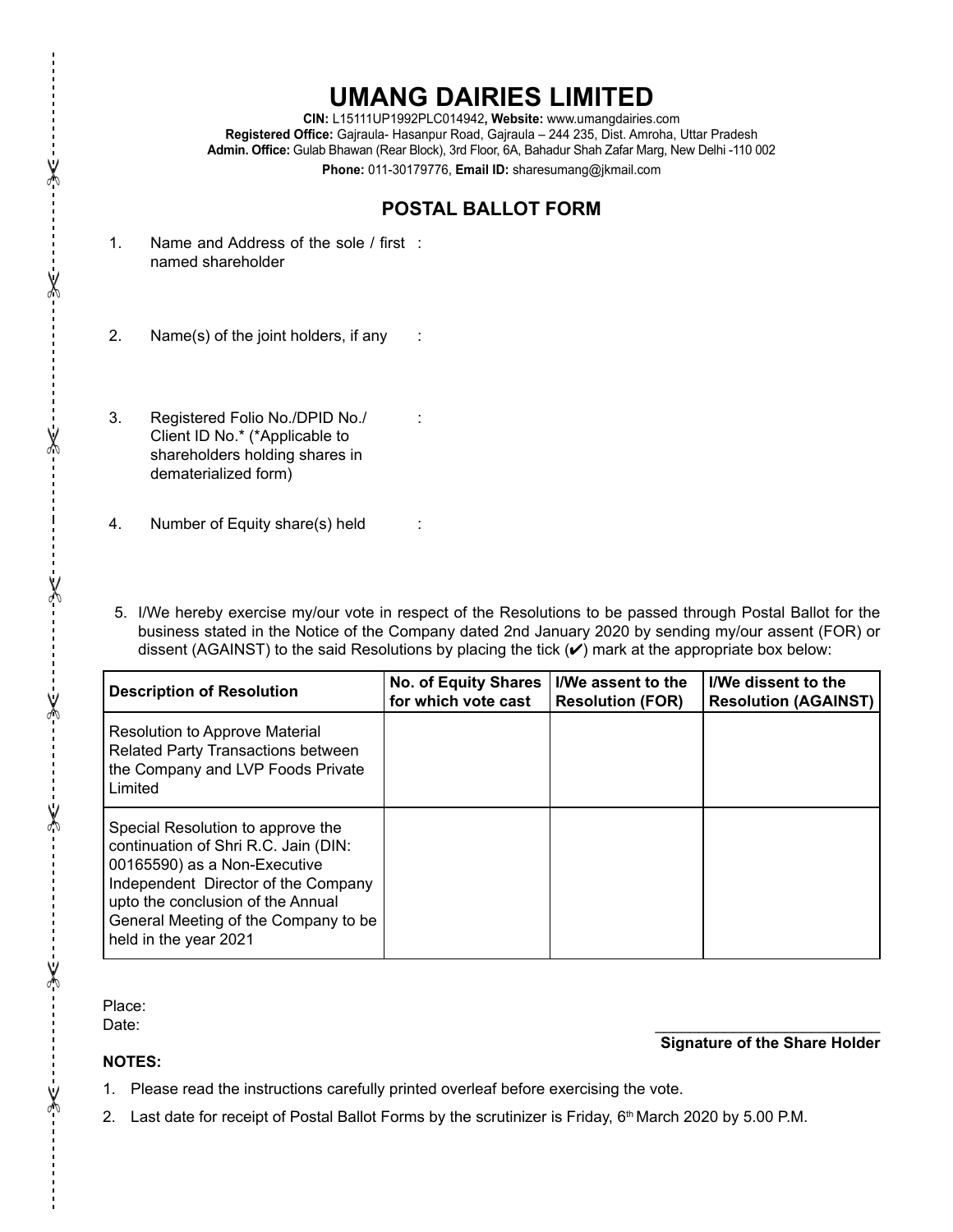# UMANG DAIRIES LIMITED

**CIN:** L15111UP1992PLC014942**, Website:** www.umangdairies.com
**Registered Office:** Gajraula- Hasanpur Road, Gajraula – 244 235, Dist. Amroha, Uttar Pradesh
**Admin. Office:** Gulab Bhawan (Rear Block), 3rd Floor, 6A, Bahadur Shah Zafar Marg, New Delhi -110 002
**Phone:** 011-30179776, **Email ID:** sharesumang@jkmail.com

## POSTAL BALLOT FORM

1. Name and Address of the sole / first named shareholder :

2. Name(s) of the joint holders, if any :

3. Registered Folio No./DPID No./ Client ID No.* (*Applicable to shareholders holding shares in dematerialized form) :

4. Number of Equity share(s) held :

5. I/We hereby exercise my/our vote in respect of the Resolutions to be passed through Postal Ballot for the business stated in the Notice of the Company dated 2nd January 2020 by sending my/our assent (FOR) or dissent (AGAINST) to the said Resolutions by placing the tick (✔) mark at the appropriate box below:

| Description of Resolution | No. of Equity Shares for which vote cast | I/We assent to the Resolution (FOR) | I/We dissent to the Resolution (AGAINST) |
|---|---|---|---|
| Resolution to Approve Material Related Party Transactions between the Company and LVP Foods Private Limited | | | |
| Special Resolution to approve the continuation of Shri R.C. Jain (DIN: 00165590) as a Non-Executive Independent Director of the Company upto the conclusion of the Annual General Meeting of the Company to be held in the year 2021 | | | |

Place:
Date:

___________________________
**Signature of the Share Holder**

**NOTES:**

1. Please read the instructions carefully printed overleaf before exercising the vote.
2. Last date for receipt of Postal Ballot Forms by the scrutinizer is Friday, 6th March 2020 by 5.00 P.M.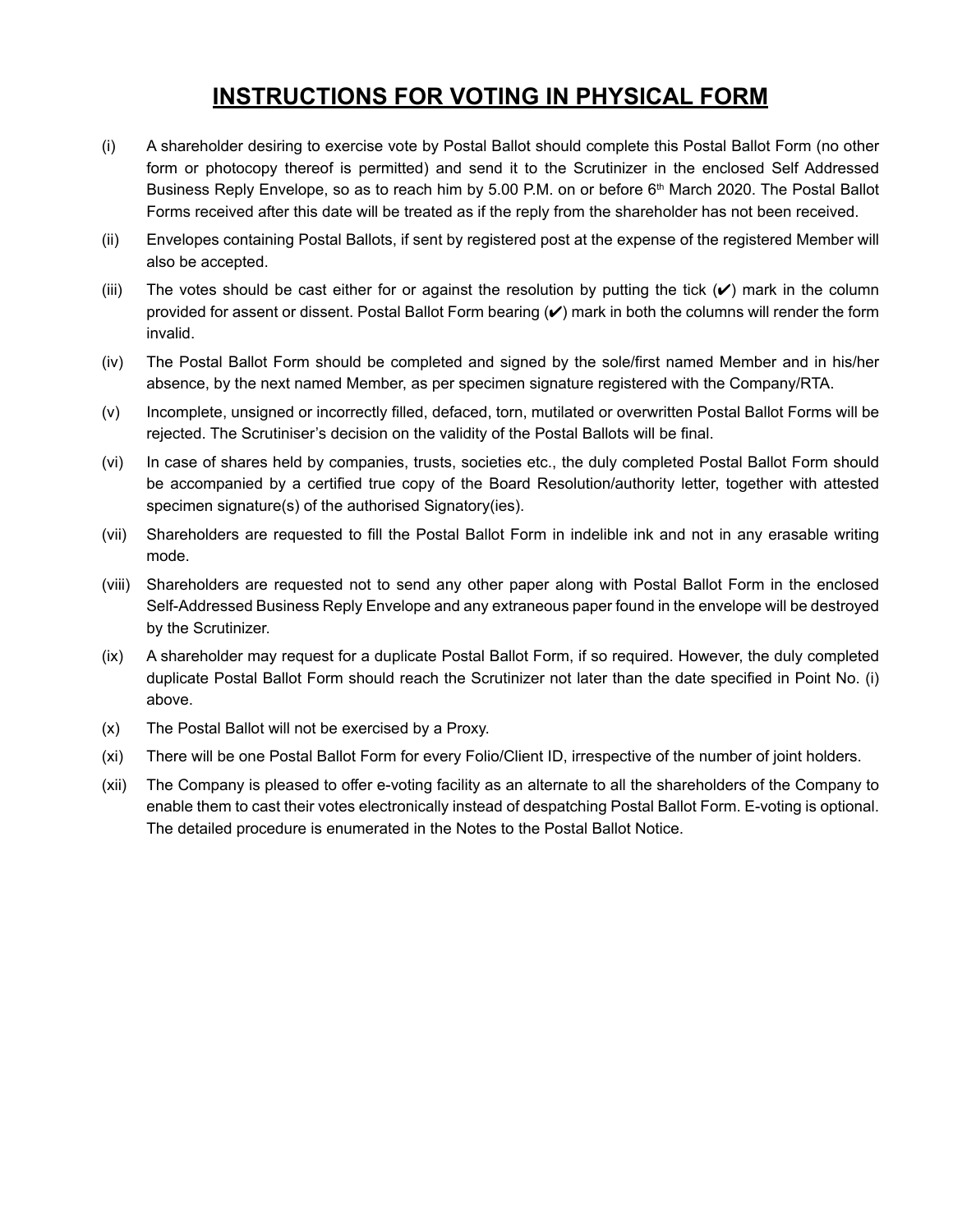# INSTRUCTIONS FOR VOTING IN PHYSICAL FORM

(i) A shareholder desiring to exercise vote by Postal Ballot should complete this Postal Ballot Form (no other form or photocopy thereof is permitted) and send it to the Scrutinizer in the enclosed Self Addressed Business Reply Envelope, so as to reach him by 5.00 P.M. on or before 6th March 2020. The Postal Ballot Forms received after this date will be treated as if the reply from the shareholder has not been received.

(ii) Envelopes containing Postal Ballots, if sent by registered post at the expense of the registered Member will also be accepted.

(iii) The votes should be cast either for or against the resolution by putting the tick (✔) mark in the column provided for assent or dissent. Postal Ballot Form bearing (✔) mark in both the columns will render the form invalid.

(iv) The Postal Ballot Form should be completed and signed by the sole/first named Member and in his/her absence, by the next named Member, as per specimen signature registered with the Company/RTA.

(v) Incomplete, unsigned or incorrectly filled, defaced, torn, mutilated or overwritten Postal Ballot Forms will be rejected. The Scrutiniser's decision on the validity of the Postal Ballots will be final.

(vi) In case of shares held by companies, trusts, societies etc., the duly completed Postal Ballot Form should be accompanied by a certified true copy of the Board Resolution/authority letter, together with attested specimen signature(s) of the authorised Signatory(ies).

(vii) Shareholders are requested to fill the Postal Ballot Form in indelible ink and not in any erasable writing mode.

(viii) Shareholders are requested not to send any other paper along with Postal Ballot Form in the enclosed Self-Addressed Business Reply Envelope and any extraneous paper found in the envelope will be destroyed by the Scrutinizer.

(ix) A shareholder may request for a duplicate Postal Ballot Form, if so required. However, the duly completed duplicate Postal Ballot Form should reach the Scrutinizer not later than the date specified in Point No. (i) above.

(x) The Postal Ballot will not be exercised by a Proxy.

(xi) There will be one Postal Ballot Form for every Folio/Client ID, irrespective of the number of joint holders.

(xii) The Company is pleased to offer e-voting facility as an alternate to all the shareholders of the Company to enable them to cast their votes electronically instead of despatching Postal Ballot Form. E-voting is optional. The detailed procedure is enumerated in the Notes to the Postal Ballot Notice.